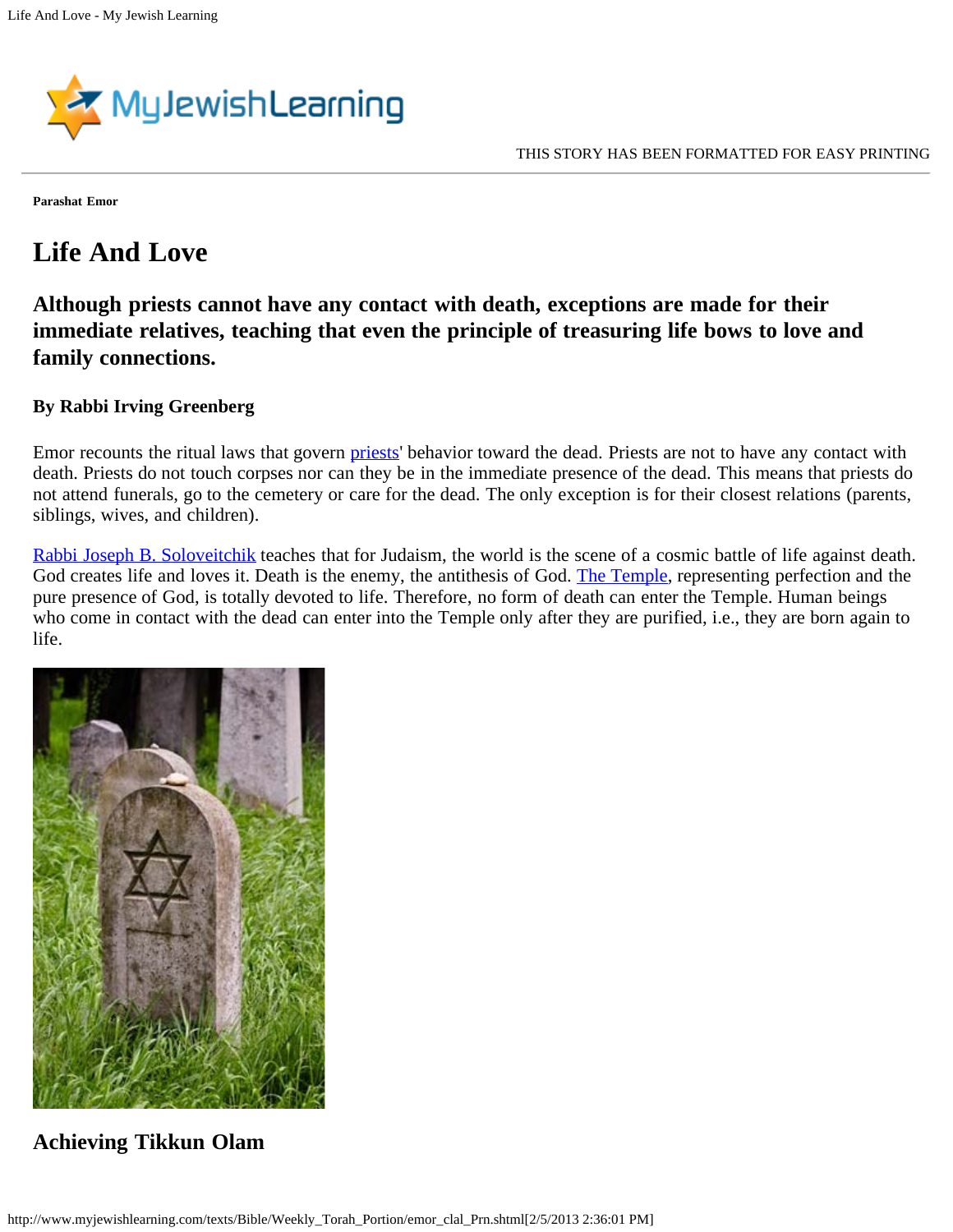**Parashat Emor**

# Life And Love

## Although priests cannot have any contact with death, exceptions are made for their immediate relatives, teaching that even the principle of treasuring life bows to love and family connections.

**By Rabbi Irving Greenberg**

Emor recounts the ritual laws that govern priests' behavior toward the dead. Priests are not to have any contact with death. Priests do not touch corpses nor can they be in the immediate presence of the dead. This means that priests do not attend funerals, go to the cemetery or care for the dead. The only exception is for their closest relations (parents, siblings, wives, and children).

Rabbi Joseph B. Soloveitchik teaches that for Judaism, the world is the scene of a cosmic battle of life against death. God creates life and loves it. Death is the enemy, the antithesis of God. The Temple, representing perfection and the pure presence of God, is totally devoted to life. Therefore, no form of death can enter the Temple. Human beings who come in contact with the dead can enter into the Temple only after they are purified, i.e., they are born again to life.

## Achieving Tikkun Olam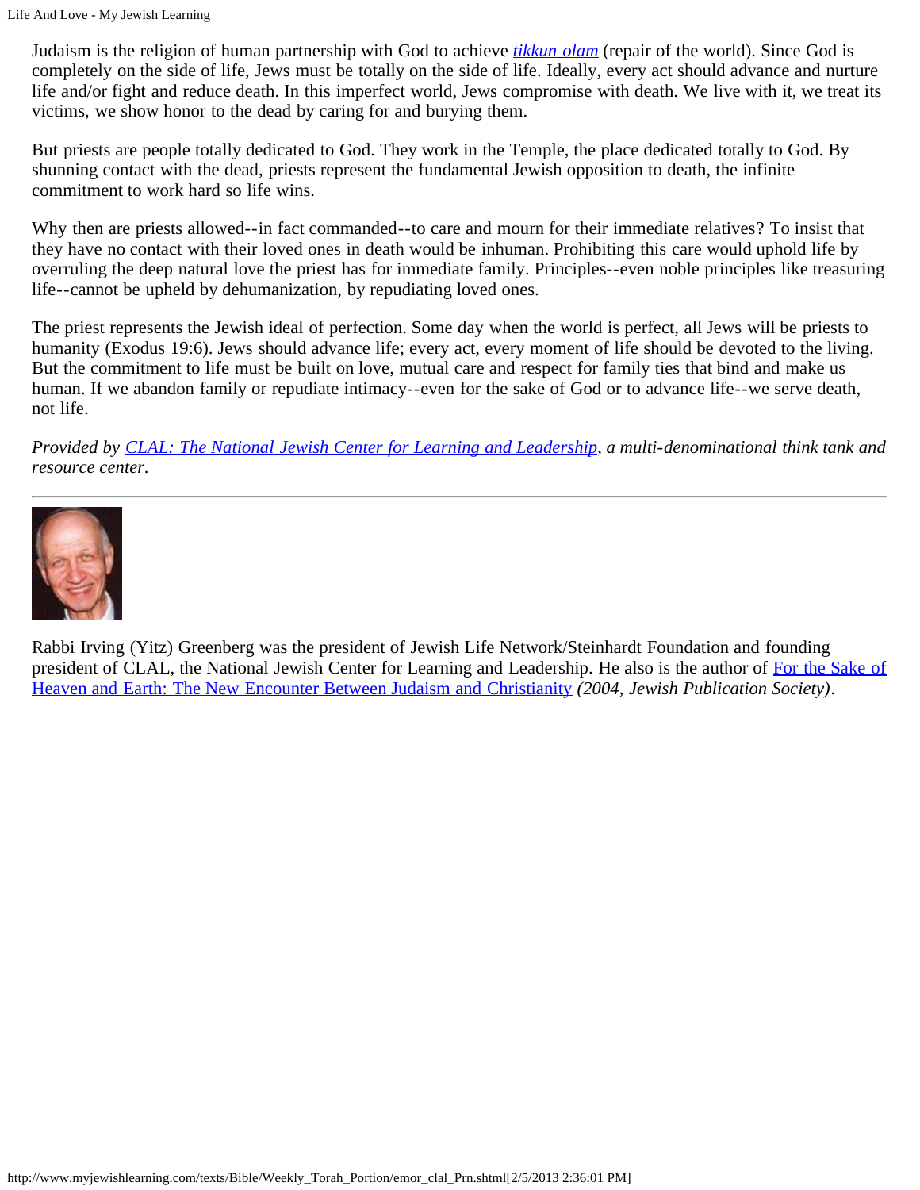Judaism is the religion of human partnership with God to achieve *tikkun olam* (repair of the world). Since God is completely on the side of life, Jews must be totally on the side of life. Ideally, every act should advance and nurture life and/or fight and reduce death. In this imperfect world, Jews compromise with death. We live with it, we treat its victims, we show honor to the dead by caring for and burying them.

But priests are people totally dedicated to God. They work in the Temple, the place dedicated totally to God. By shunning contact with the dead, priests represent the fundamental Jewish opposition to death, the infinite commitment to work hard so life wins.

Why then are priests allowed--in fact commanded--to care and mourn for their immediate relatives? To insist that they have no contact with their loved ones in death would be inhuman. Prohibiting this care would uphold life by overruling the deep natural love the priest has for immediate family. Principles--even noble principles like treasuring life--cannot be upheld by dehumanization, by repudiating loved ones.

The priest represents the Jewish ideal of perfection. Some day when the world is perfect, all Jews will be priests to humanity (Exodus 19:6). Jews should advance life; every act, every moment of life should be devoted to the living. But the commitment to life must be built on love, mutual care and respect for family ties that bind and make us human. If we abandon family or repudiate intimacy--even for the sake of God or to advance life--we serve death, not life.

*Provided by CLAL: The National Jewish Center for Learning and Leadership, a multi-denominational think tank and resource center.*

---

Rabbi Irving (Yitz) Greenberg was the president of Jewish Life Network/Steinhardt Foundation and founding president of CLAL, the National Jewish Center for Learning and Leadership. He also is the author of For the Sake of Heaven and Earth: The New Encounter Between Judaism and Christianity *(2004, Jewish Publication Society)*.